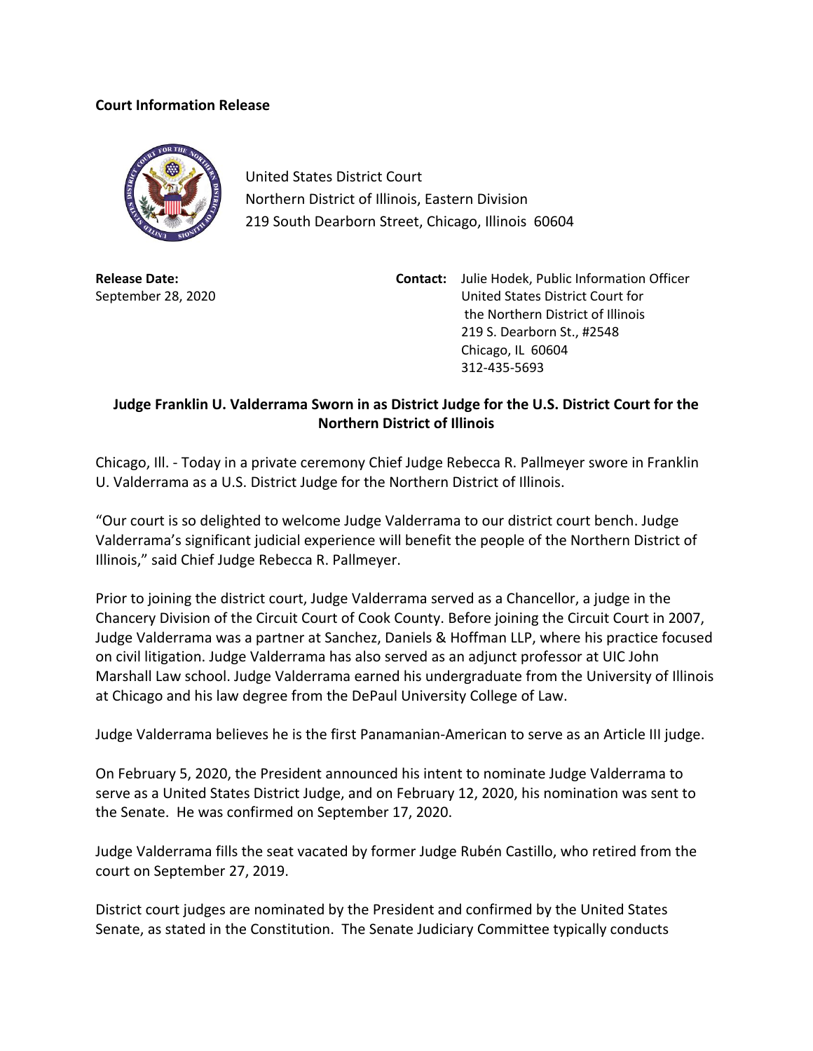**Court Information Release**

United States District Court
Northern District of Illinois, Eastern Division
219 South Dearborn Street, Chicago, Illinois 60604

**Release Date:**
September 28, 2020

**Contact:** Julie Hodek, Public Information Officer
United States District Court for
the Northern District of Illinois
219 S. Dearborn St., #2548
Chicago, IL 60604
312-435-5693

**Judge Franklin U. Valderrama Sworn in as District Judge for the U.S. District Court for the Northern District of Illinois**

Chicago, Ill. - Today in a private ceremony Chief Judge Rebecca R. Pallmeyer swore in Franklin U. Valderrama as a U.S. District Judge for the Northern District of Illinois.

"Our court is so delighted to welcome Judge Valderrama to our district court bench. Judge Valderrama's significant judicial experience will benefit the people of the Northern District of Illinois," said Chief Judge Rebecca R. Pallmeyer.

Prior to joining the district court, Judge Valderrama served as a Chancellor, a judge in the Chancery Division of the Circuit Court of Cook County. Before joining the Circuit Court in 2007, Judge Valderrama was a partner at Sanchez, Daniels & Hoffman LLP, where his practice focused on civil litigation. Judge Valderrama has also served as an adjunct professor at UIC John Marshall Law school. Judge Valderrama earned his undergraduate from the University of Illinois at Chicago and his law degree from the DePaul University College of Law.

Judge Valderrama believes he is the first Panamanian-American to serve as an Article III judge.

On February 5, 2020, the President announced his intent to nominate Judge Valderrama to serve as a United States District Judge, and on February 12, 2020, his nomination was sent to the Senate. He was confirmed on September 17, 2020.

Judge Valderrama fills the seat vacated by former Judge Rubén Castillo, who retired from the court on September 27, 2019.

District court judges are nominated by the President and confirmed by the United States Senate, as stated in the Constitution. The Senate Judiciary Committee typically conducts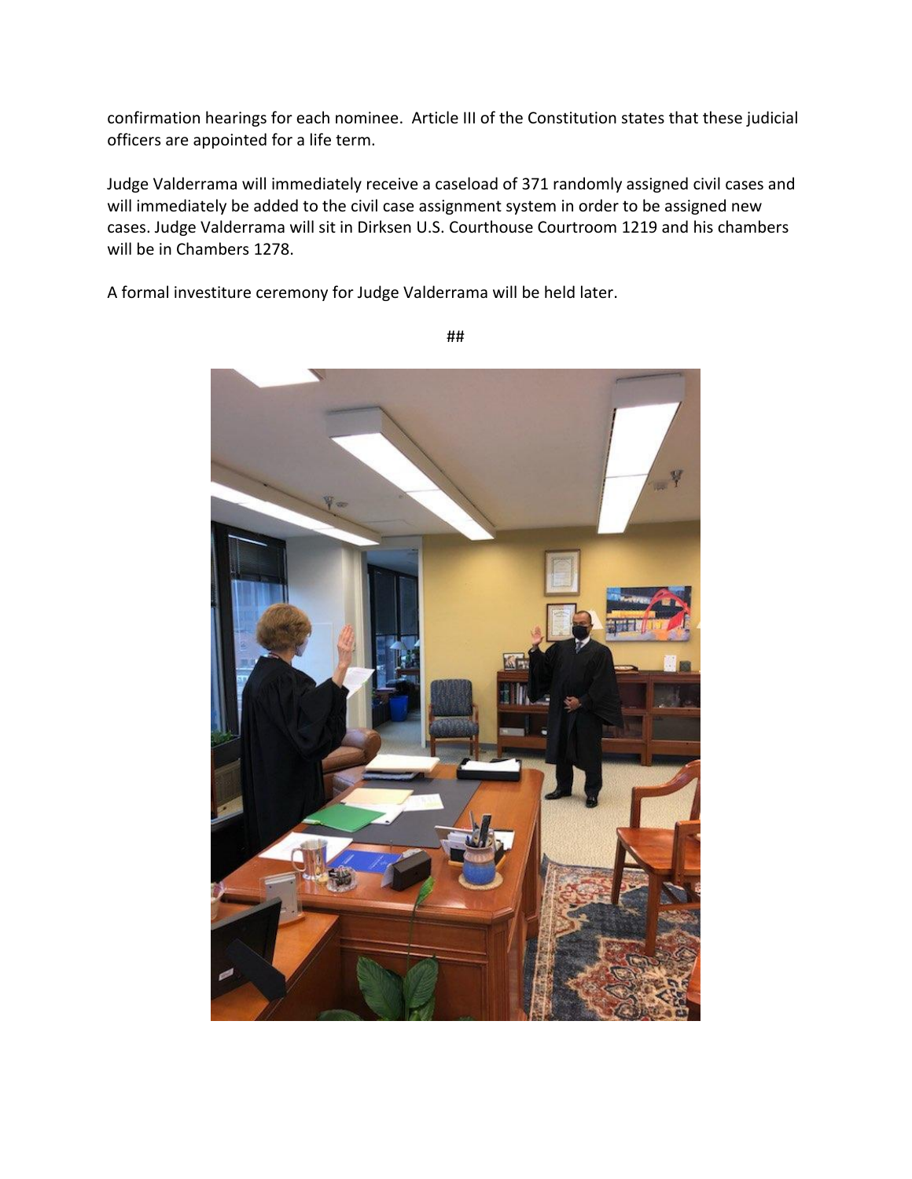confirmation hearings for each nominee. Article III of the Constitution states that these judicial officers are appointed for a life term.

Judge Valderrama will immediately receive a caseload of 371 randomly assigned civil cases and will immediately be added to the civil case assignment system in order to be assigned new cases. Judge Valderrama will sit in Dirksen U.S. Courthouse Courtroom 1219 and his chambers will be in Chambers 1278.

A formal investiture ceremony for Judge Valderrama will be held later.

##